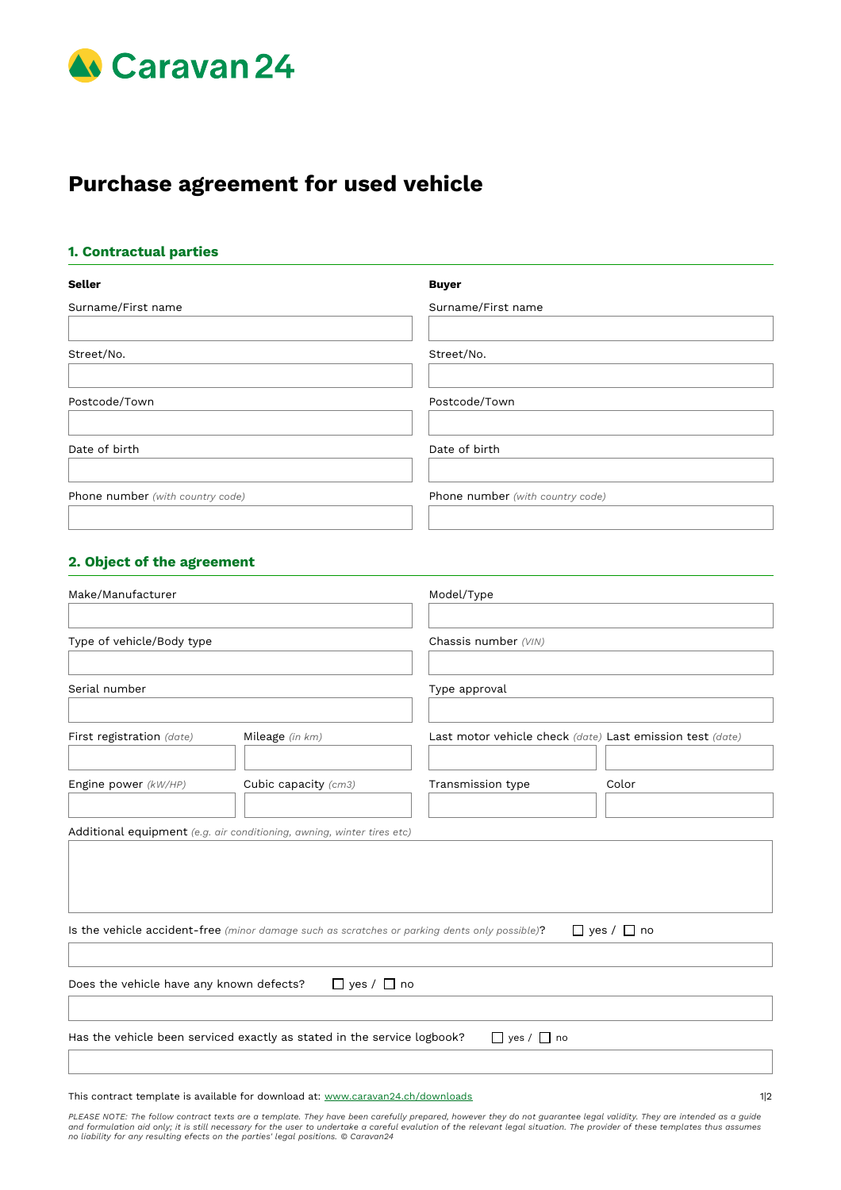Caravan 24

# Purchase agreement for used vehicle

## 1. Contractual parties

| **Seller** | **Buyer** |
| --- | --- |
| Surname/First name | Surname/First name |
| Street/No. | Street/No. |
| Postcode/Town | Postcode/Town |
| Date of birth | Date of birth |
| Phone number *(with country code)* | Phone number *(with country code)* |

## 2. Object of the agreement

| | | | |
| --- | --- | --- | --- |
| Make/Manufacturer | | Model/Type | |
| Type of vehicle/Body type | | Chassis number *(VIN)* | |
| Serial number | | Type approval | |
| First registration *(date)* | Mileage *(in km)* | Last motor vehicle check *(date)* | Last emission test *(date)* |
| Engine power *(kW/HP)* | Cubic capacity *(cm3)* | Transmission type | Color |

Additional equipment *(e.g. air conditioning, awning, winter tires etc)*

Is the vehicle accident-free *(minor damage such as scratches or parking dents only possible)*? ☐ yes / ☐ no

Does the vehicle have any known defects? ☐ yes / ☐ no

Has the vehicle been serviced exactly as stated in the service logbook? ☐ yes / ☐ no

This contract template is available for download at: www.caravan24.ch/downloads

*PLEASE NOTE: The follow contract texts are a template. They have been carefully prepared, however they do not guarantee legal validity. They are intended as a guide and formulation aid only; it is still necessary for the user to undertake a careful evalution of the relevant legal situation. The provider of these templates thus assumes no liability for any resulting efects on the parties' legal positions. © Caravan24*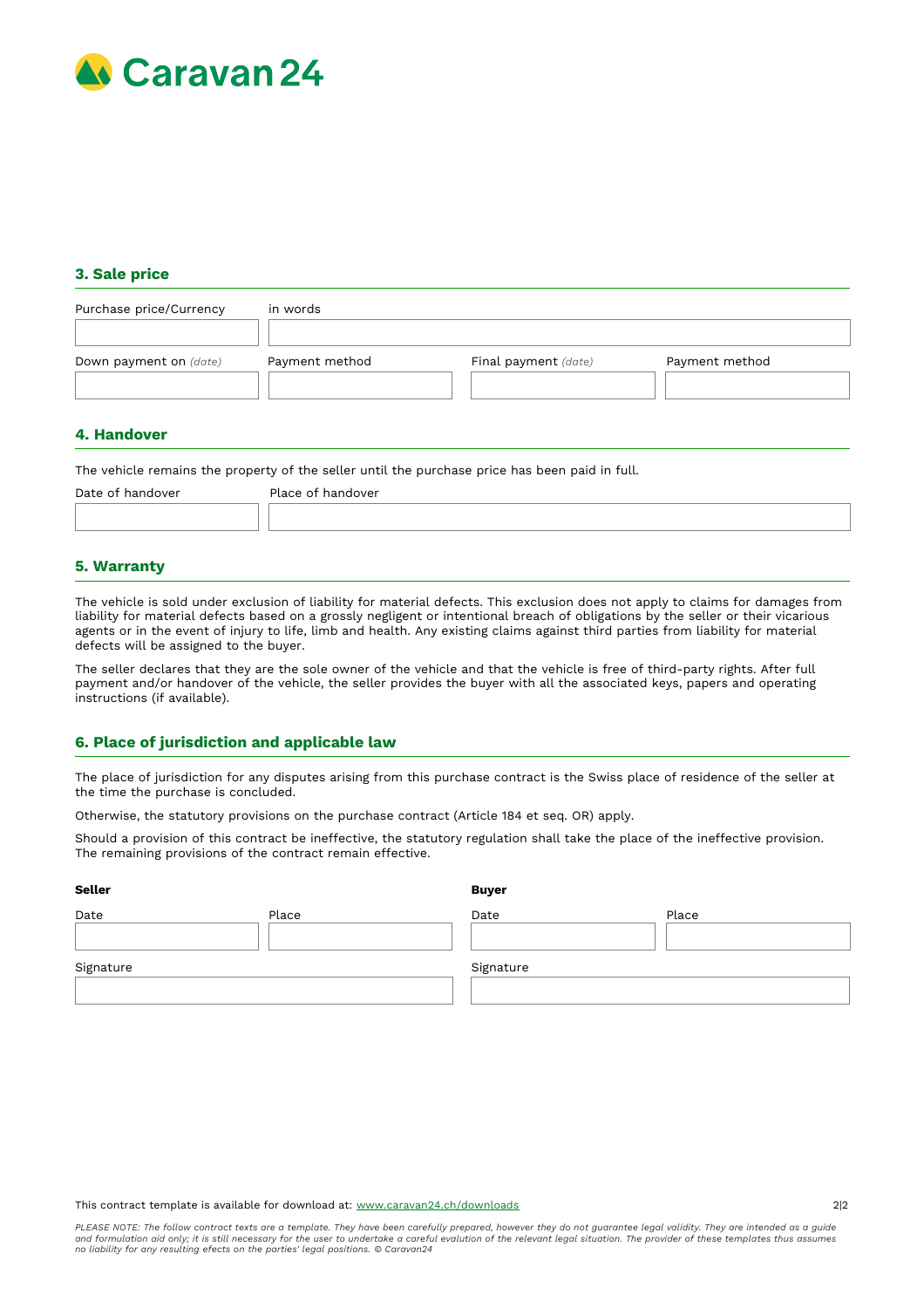Caravan24

## 3. Sale price

| Purchase price/Currency | in words | | |
|---|---|---|---|
| | | | |
| Down payment on *(date)* | Payment method | Final payment *(date)* | Payment method |
| | | | |

## 4. Handover

The vehicle remains the property of the seller until the purchase price has been paid in full.

| Date of handover | Place of handover |
|---|---|
| | |

## 5. Warranty

The vehicle is sold under exclusion of liability for material defects. This exclusion does not apply to claims for damages from liability for material defects based on a grossly negligent or intentional breach of obligations by the seller or their vicarious agents or in the event of injury to life, limb and health. Any existing claims against third parties from liability for material defects will be assigned to the buyer.

The seller declares that they are the sole owner of the vehicle and that the vehicle is free of third-party rights. After full payment and/or handover of the vehicle, the seller provides the buyer with all the associated keys, papers and operating instructions (if available).

## 6. Place of jurisdiction and applicable law

The place of jurisdiction for any disputes arising from this purchase contract is the Swiss place of residence of the seller at the time the purchase is concluded.

Otherwise, the statutory provisions on the purchase contract (Article 184 et seq. OR) apply.

Should a provision of this contract be ineffective, the statutory regulation shall take the place of the ineffective provision. The remaining provisions of the contract remain effective.

| **Seller** | | **Buyer** | |
|---|---|---|---|
| Date | Place | Date | Place |
| | | | |
| Signature | | Signature | |
| | | | |

This contract template is available for download at: www.caravan24.ch/downloads

*PLEASE NOTE: The follow contract texts are a template. They have been carefully prepared, however they do not guarantee legal validity. They are intended as a guide and formulation aid only; it is still necessary for the user to undertake a careful evalution of the relevant legal situation. The provider of these templates thus assumes no liability for any resulting efects on the parties' legal positions. © Caravan24*